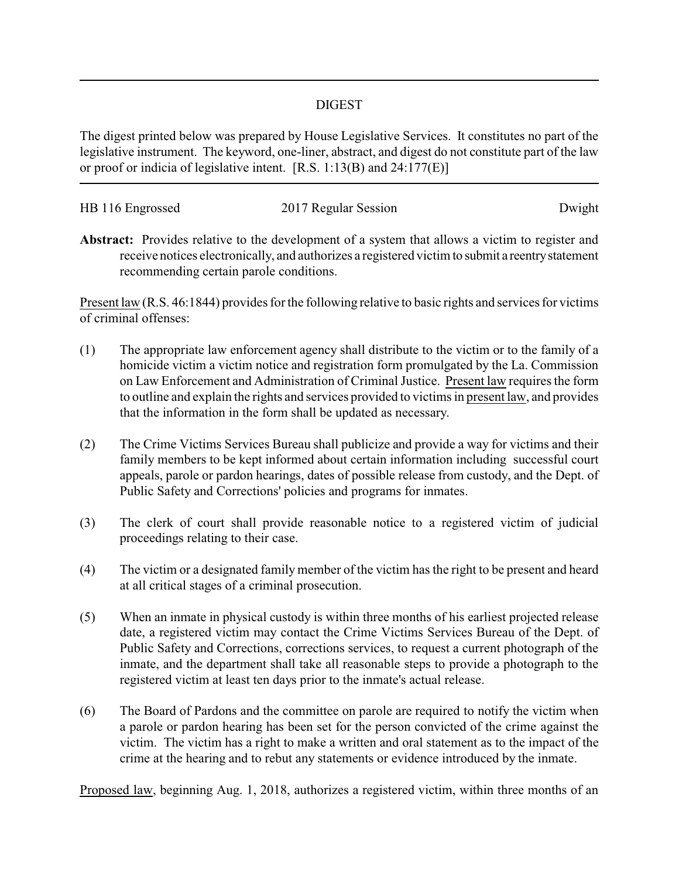# DIGEST

The digest printed below was prepared by House Legislative Services. It constitutes no part of the legislative instrument. The keyword, one-liner, abstract, and digest do not constitute part of the law or proof or indicia of legislative intent. [R.S. 1:13(B) and 24:177(E)]

---

| HB 116 Engrossed | 2017 Regular Session | Dwight |
| --- | --- | --- |

**Abstract:** Provides relative to the development of a system that allows a victim to register and receive notices electronically, and authorizes a registered victim to submit a reentry statement recommending certain parole conditions.

Present law (R.S. 46:1844) provides for the following relative to basic rights and services for victims of criminal offenses:

(1) The appropriate law enforcement agency shall distribute to the victim or to the family of a homicide victim a victim notice and registration form promulgated by the La. Commission on Law Enforcement and Administration of Criminal Justice. Present law requires the form to outline and explain the rights and services provided to victims in present law, and provides that the information in the form shall be updated as necessary.

(2) The Crime Victims Services Bureau shall publicize and provide a way for victims and their family members to be kept informed about certain information including successful court appeals, parole or pardon hearings, dates of possible release from custody, and the Dept. of Public Safety and Corrections' policies and programs for inmates.

(3) The clerk of court shall provide reasonable notice to a registered victim of judicial proceedings relating to their case.

(4) The victim or a designated family member of the victim has the right to be present and heard at all critical stages of a criminal prosecution.

(5) When an inmate in physical custody is within three months of his earliest projected release date, a registered victim may contact the Crime Victims Services Bureau of the Dept. of Public Safety and Corrections, corrections services, to request a current photograph of the inmate, and the department shall take all reasonable steps to provide a photograph to the registered victim at least ten days prior to the inmate's actual release.

(6) The Board of Pardons and the committee on parole are required to notify the victim when a parole or pardon hearing has been set for the person convicted of the crime against the victim. The victim has a right to make a written and oral statement as to the impact of the crime at the hearing and to rebut any statements or evidence introduced by the inmate.

Proposed law, beginning Aug. 1, 2018, authorizes a registered victim, within three months of an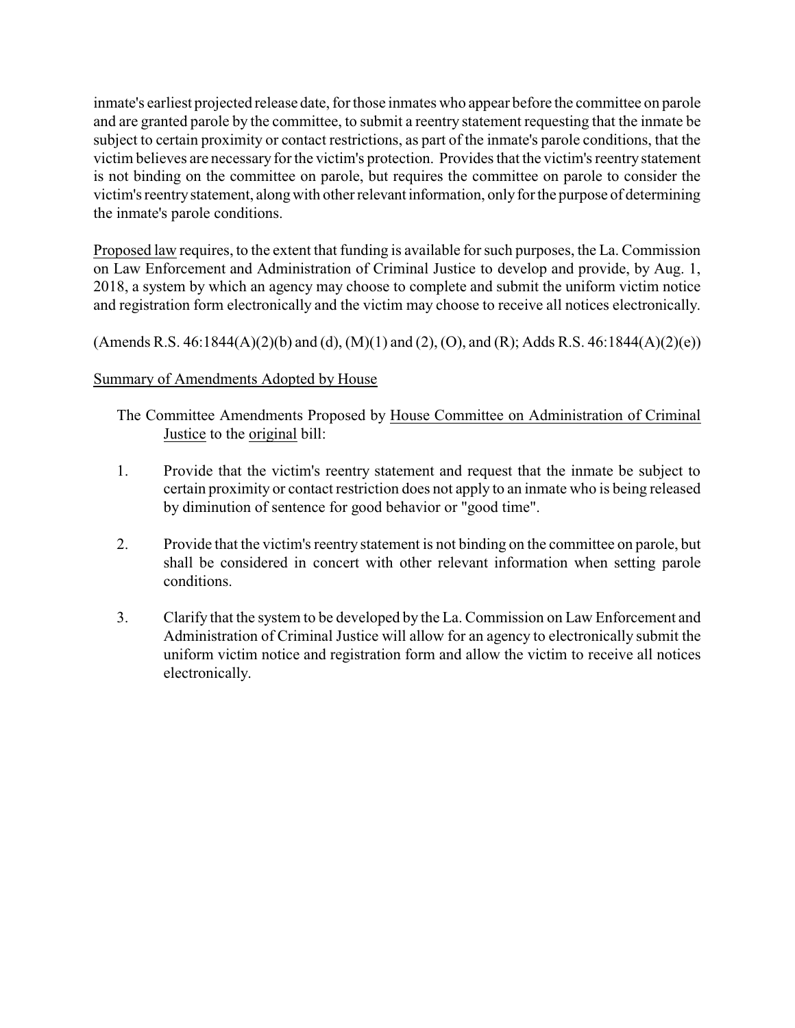inmate's earliest projected release date, for those inmates who appear before the committee on parole and are granted parole by the committee, to submit a reentry statement requesting that the inmate be subject to certain proximity or contact restrictions, as part of the inmate's parole conditions, that the victim believes are necessary for the victim's protection. Provides that the victim's reentry statement is not binding on the committee on parole, but requires the committee on parole to consider the victim's reentry statement, along with other relevant information, only for the purpose of determining the inmate's parole conditions.

Proposed law requires, to the extent that funding is available for such purposes, the La. Commission on Law Enforcement and Administration of Criminal Justice to develop and provide, by Aug. 1, 2018, a system by which an agency may choose to complete and submit the uniform victim notice and registration form electronically and the victim may choose to receive all notices electronically.

(Amends R.S. 46:1844(A)(2)(b) and (d), (M)(1) and (2), (O), and (R); Adds R.S. 46:1844(A)(2)(e))

Summary of Amendments Adopted by House

The Committee Amendments Proposed by House Committee on Administration of Criminal Justice to the original bill:

1. Provide that the victim's reentry statement and request that the inmate be subject to certain proximity or contact restriction does not apply to an inmate who is being released by diminution of sentence for good behavior or "good time".

2. Provide that the victim's reentry statement is not binding on the committee on parole, but shall be considered in concert with other relevant information when setting parole conditions.

3. Clarify that the system to be developed by the La. Commission on Law Enforcement and Administration of Criminal Justice will allow for an agency to electronically submit the uniform victim notice and registration form and allow the victim to receive all notices electronically.